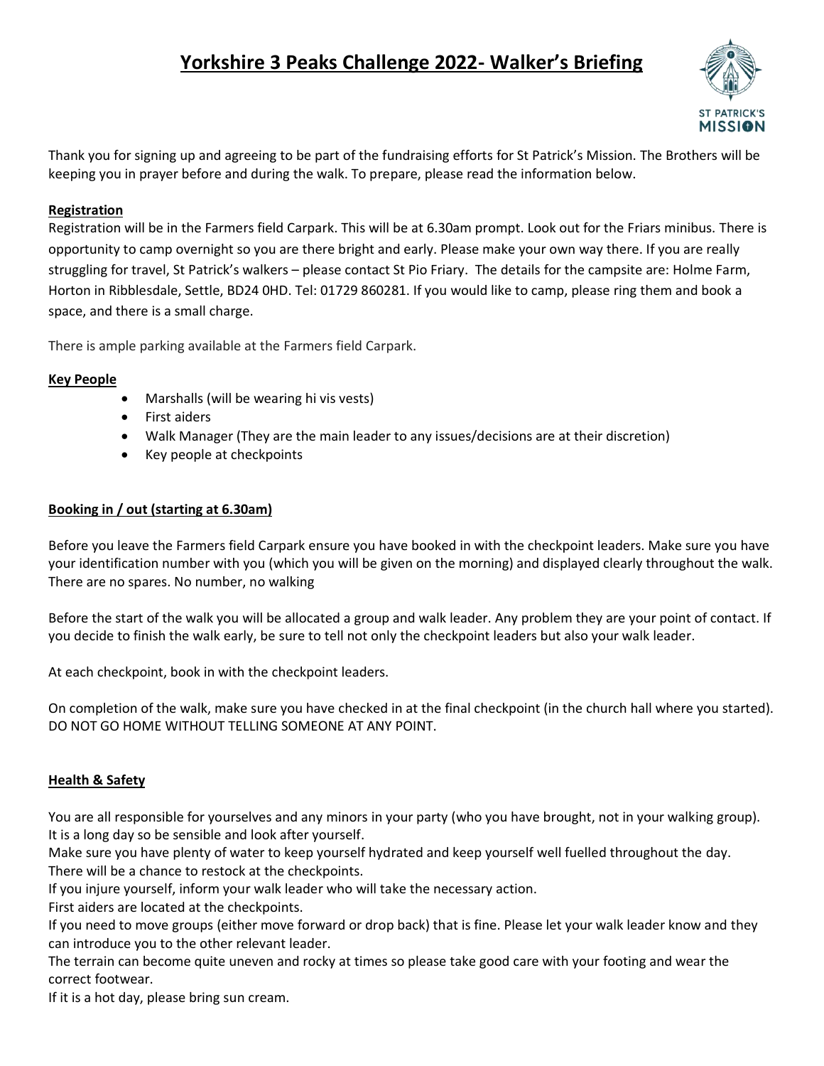# Yorkshire 3 Peaks Challenge 2022- Walker's Briefing

Thank you for signing up and agreeing to be part of the fundraising efforts for St Patrick's Mission. The Brothers will be keeping you in prayer before and during the walk. To prepare, please read the information below.

## Registration

Registration will be in the Farmers field Carpark. This will be at 6.30am prompt. Look out for the Friars minibus. There is opportunity to camp overnight so you are there bright and early. Please make your own way there. If you are really struggling for travel, St Patrick's walkers – please contact St Pio Friary. The details for the campsite are: Holme Farm, Horton in Ribblesdale, Settle, BD24 0HD. Tel: 01729 860281. If you would like to camp, please ring them and book a space, and there is a small charge.

There is ample parking available at the Farmers field Carpark.

## Key People

- Marshalls (will be wearing hi vis vests)
- First aiders
- Walk Manager (They are the main leader to any issues/decisions are at their discretion)
- Key people at checkpoints

## Booking in / out (starting at 6.30am)

Before you leave the Farmers field Carpark ensure you have booked in with the checkpoint leaders. Make sure you have your identification number with you (which you will be given on the morning) and displayed clearly throughout the walk. There are no spares. No number, no walking

Before the start of the walk you will be allocated a group and walk leader. Any problem they are your point of contact. If you decide to finish the walk early, be sure to tell not only the checkpoint leaders but also your walk leader.

At each checkpoint, book in with the checkpoint leaders.

On completion of the walk, make sure you have checked in at the final checkpoint (in the church hall where you started). DO NOT GO HOME WITHOUT TELLING SOMEONE AT ANY POINT.

## Health & Safety

You are all responsible for yourselves and any minors in your party (who you have brought, not in your walking group). It is a long day so be sensible and look after yourself.
Make sure you have plenty of water to keep yourself hydrated and keep yourself well fuelled throughout the day. There will be a chance to restock at the checkpoints.
If you injure yourself, inform your walk leader who will take the necessary action.
First aiders are located at the checkpoints.
If you need to move groups (either move forward or drop back) that is fine. Please let your walk leader know and they can introduce you to the other relevant leader.
The terrain can become quite uneven and rocky at times so please take good care with your footing and wear the correct footwear.
If it is a hot day, please bring sun cream.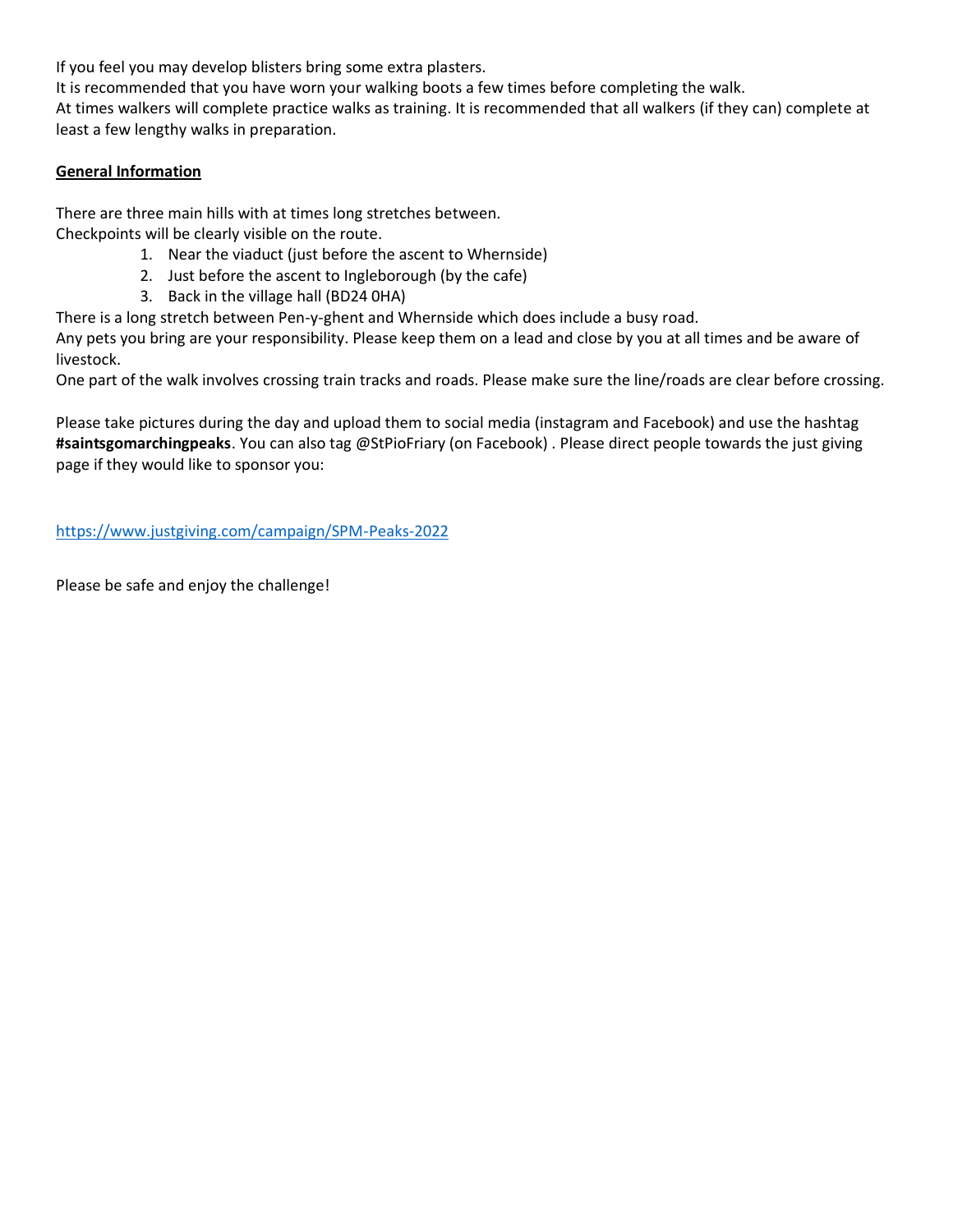If you feel you may develop blisters bring some extra plasters.
It is recommended that you have worn your walking boots a few times before completing the walk.
At times walkers will complete practice walks as training. It is recommended that all walkers (if they can) complete at least a few lengthy walks in preparation.

**General Information**

There are three main hills with at times long stretches between.
Checkpoints will be clearly visible on the route.

1. Near the viaduct (just before the ascent to Whernside)
2. Just before the ascent to Ingleborough (by the cafe)
3. Back in the village hall (BD24 0HA)

There is a long stretch between Pen-y-ghent and Whernside which does include a busy road.
Any pets you bring are your responsibility. Please keep them on a lead and close by you at all times and be aware of livestock.
One part of the walk involves crossing train tracks and roads. Please make sure the line/roads are clear before crossing.

Please take pictures during the day and upload them to social media (instagram and Facebook) and use the hashtag **#saintsgomarchingpeaks**. You can also tag @StPioFriary (on Facebook) . Please direct people towards the just giving page if they would like to sponsor you:

https://www.justgiving.com/campaign/SPM-Peaks-2022

Please be safe and enjoy the challenge!